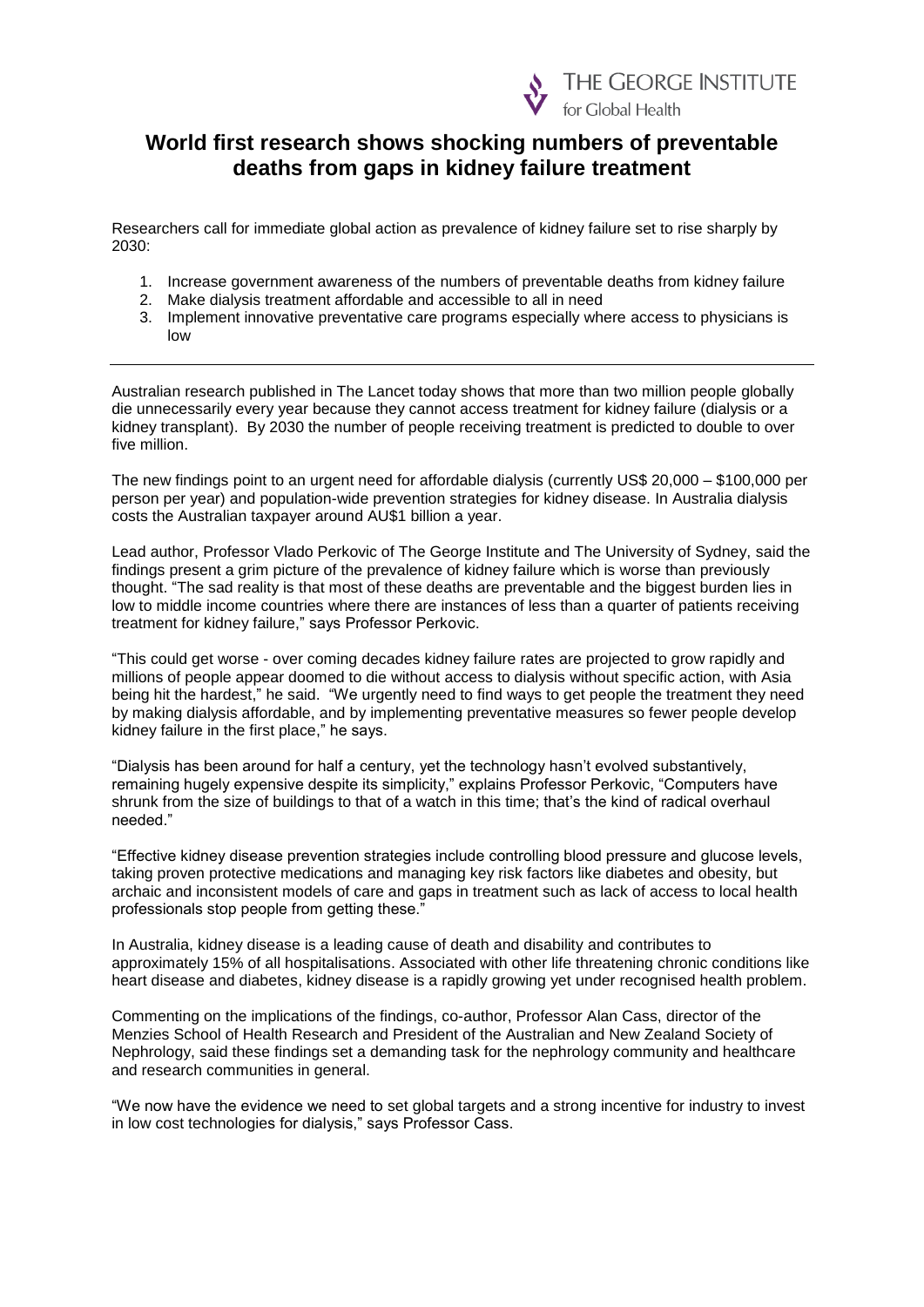THE GEORGE INSTITUTE for Global Health

# World first research shows shocking numbers of preventable deaths from gaps in kidney failure treatment

Researchers call for immediate global action as prevalence of kidney failure set to rise sharply by 2030:

1. Increase government awareness of the numbers of preventable deaths from kidney failure
2. Make dialysis treatment affordable and accessible to all in need
3. Implement innovative preventative care programs especially where access to physicians is low

---

Australian research published in The Lancet today shows that more than two million people globally die unnecessarily every year because they cannot access treatment for kidney failure (dialysis or a kidney transplant). By 2030 the number of people receiving treatment is predicted to double to over five million.

The new findings point to an urgent need for affordable dialysis (currently US$ 20,000 – $100,000 per person per year) and population-wide prevention strategies for kidney disease. In Australia dialysis costs the Australian taxpayer around AU$1 billion a year.

Lead author, Professor Vlado Perkovic of The George Institute and The University of Sydney, said the findings present a grim picture of the prevalence of kidney failure which is worse than previously thought. "The sad reality is that most of these deaths are preventable and the biggest burden lies in low to middle income countries where there are instances of less than a quarter of patients receiving treatment for kidney failure," says Professor Perkovic.

"This could get worse - over coming decades kidney failure rates are projected to grow rapidly and millions of people appear doomed to die without access to dialysis without specific action, with Asia being hit the hardest," he said. "We urgently need to find ways to get people the treatment they need by making dialysis affordable, and by implementing preventative measures so fewer people develop kidney failure in the first place," he says.

"Dialysis has been around for half a century, yet the technology hasn't evolved substantively, remaining hugely expensive despite its simplicity," explains Professor Perkovic, "Computers have shrunk from the size of buildings to that of a watch in this time; that's the kind of radical overhaul needed."

"Effective kidney disease prevention strategies include controlling blood pressure and glucose levels, taking proven protective medications and managing key risk factors like diabetes and obesity, but archaic and inconsistent models of care and gaps in treatment such as lack of access to local health professionals stop people from getting these."

In Australia, kidney disease is a leading cause of death and disability and contributes to approximately 15% of all hospitalisations. Associated with other life threatening chronic conditions like heart disease and diabetes, kidney disease is a rapidly growing yet under recognised health problem.

Commenting on the implications of the findings, co-author, Professor Alan Cass, director of the Menzies School of Health Research and President of the Australian and New Zealand Society of Nephrology, said these findings set a demanding task for the nephrology community and healthcare and research communities in general.

"We now have the evidence we need to set global targets and a strong incentive for industry to invest in low cost technologies for dialysis," says Professor Cass.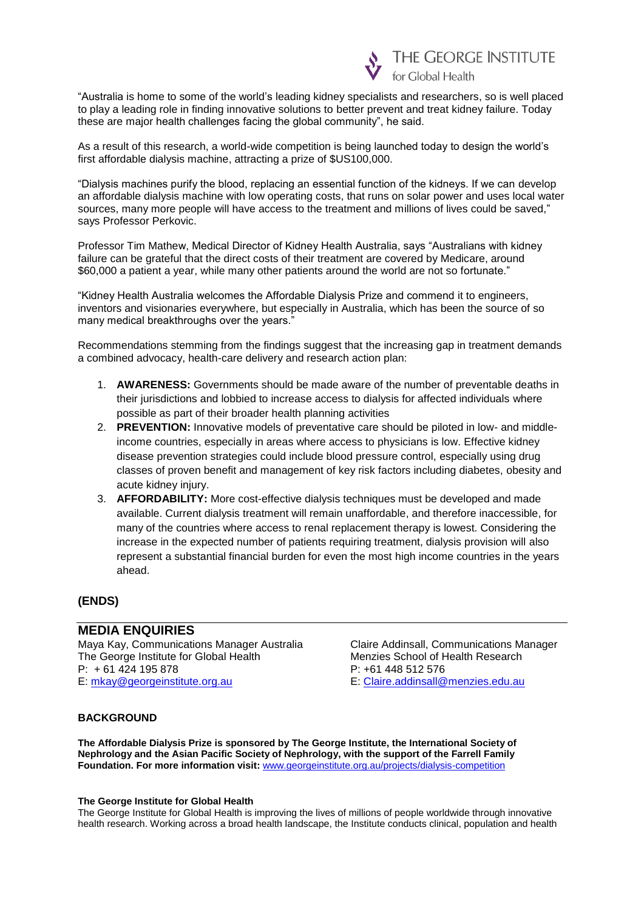"Australia is home to some of the world's leading kidney specialists and researchers, so is well placed to play a leading role in finding innovative solutions to better prevent and treat kidney failure. Today these are major health challenges facing the global community", he said.

As a result of this research, a world-wide competition is being launched today to design the world's first affordable dialysis machine, attracting a prize of $US100,000.

"Dialysis machines purify the blood, replacing an essential function of the kidneys. If we can develop an affordable dialysis machine with low operating costs, that runs on solar power and uses local water sources, many more people will have access to the treatment and millions of lives could be saved," says Professor Perkovic.

Professor Tim Mathew, Medical Director of Kidney Health Australia, says "Australians with kidney failure can be grateful that the direct costs of their treatment are covered by Medicare, around $60,000 a patient a year, while many other patients around the world are not so fortunate."

"Kidney Health Australia welcomes the Affordable Dialysis Prize and commend it to engineers, inventors and visionaries everywhere, but especially in Australia, which has been the source of so many medical breakthroughs over the years."

Recommendations stemming from the findings suggest that the increasing gap in treatment demands a combined advocacy, health-care delivery and research action plan:

1. **AWARENESS:** Governments should be made aware of the number of preventable deaths in their jurisdictions and lobbied to increase access to dialysis for affected individuals where possible as part of their broader health planning activities
2. **PREVENTION:** Innovative models of preventative care should be piloted in low- and middle-income countries, especially in areas where access to physicians is low. Effective kidney disease prevention strategies could include blood pressure control, especially using drug classes of proven benefit and management of key risk factors including diabetes, obesity and acute kidney injury.
3. **AFFORDABILITY:** More cost-effective dialysis techniques must be developed and made available. Current dialysis treatment will remain unaffordable, and therefore inaccessible, for many of the countries where access to renal replacement therapy is lowest. Considering the increase in the expected number of patients requiring treatment, dialysis provision will also represent a substantial financial burden for even the most high income countries in the years ahead.

**(ENDS)**

## MEDIA ENQUIRIES

Maya Kay, Communications Manager Australia
The George Institute for Global Health
P: + 61 424 195 878
E: mkay@georgeinstitute.org.au

Claire Addinsall, Communications Manager
Menzies School of Health Research
P: +61 448 512 576
E: Claire.addinsall@menzies.edu.au

**BACKGROUND**

**The Affordable Dialysis Prize is sponsored by The George Institute, the International Society of Nephrology and the Asian Pacific Society of Nephrology, with the support of the Farrell Family Foundation. For more information visit:** www.georgeinstitute.org.au/projects/dialysis-competition

**The George Institute for Global Health**

The George Institute for Global Health is improving the lives of millions of people worldwide through innovative health research. Working across a broad health landscape, the Institute conducts clinical, population and health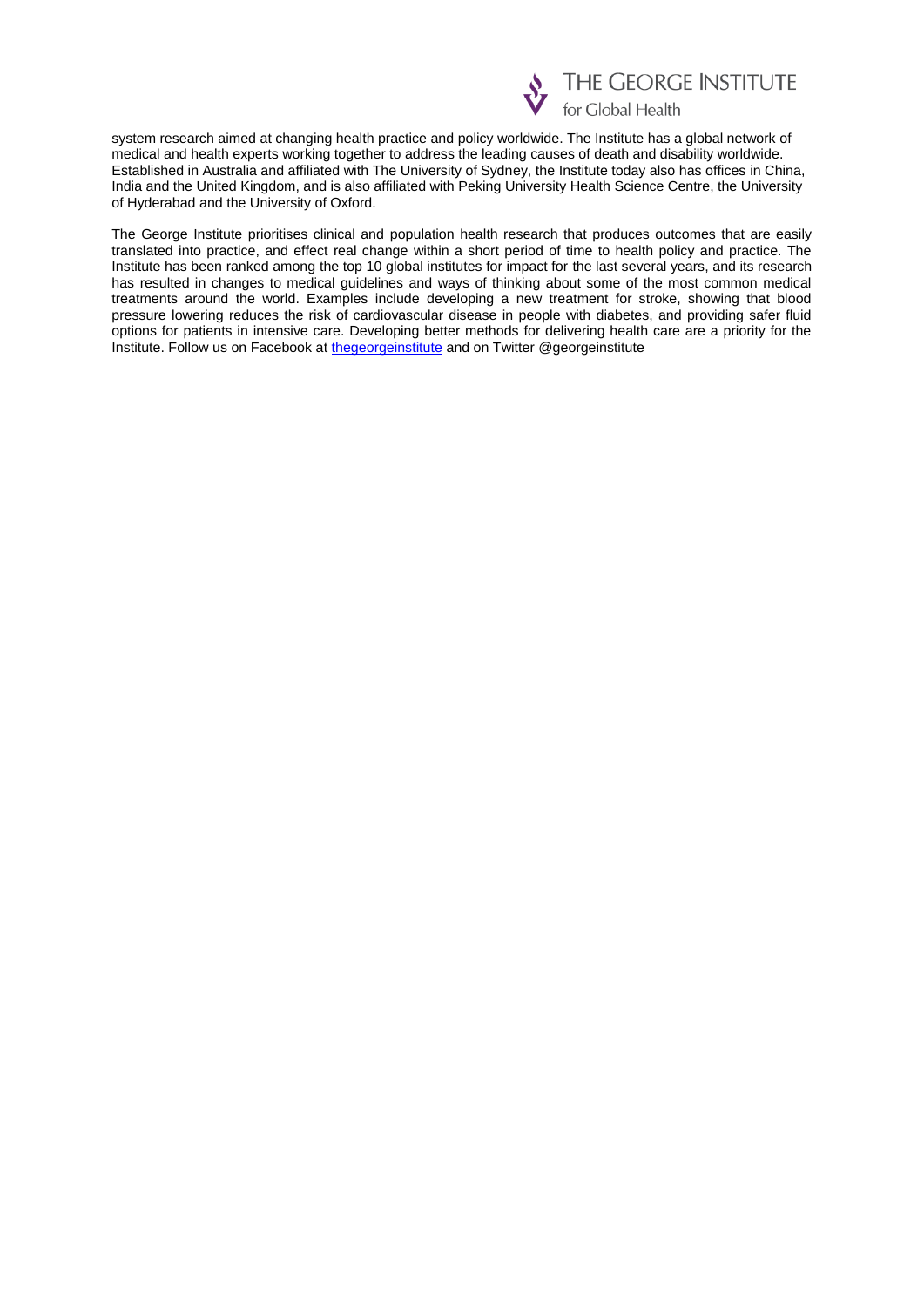system research aimed at changing health practice and policy worldwide. The Institute has a global network of medical and health experts working together to address the leading causes of death and disability worldwide. Established in Australia and affiliated with The University of Sydney, the Institute today also has offices in China, India and the United Kingdom, and is also affiliated with Peking University Health Science Centre, the University of Hyderabad and the University of Oxford.

The George Institute prioritises clinical and population health research that produces outcomes that are easily translated into practice, and effect real change within a short period of time to health policy and practice. The Institute has been ranked among the top 10 global institutes for impact for the last several years, and its research has resulted in changes to medical guidelines and ways of thinking about some of the most common medical treatments around the world. Examples include developing a new treatment for stroke, showing that blood pressure lowering reduces the risk of cardiovascular disease in people with diabetes, and providing safer fluid options for patients in intensive care. Developing better methods for delivering health care are a priority for the Institute. Follow us on Facebook at thegeorgeinstitute and on Twitter @georgeinstitute